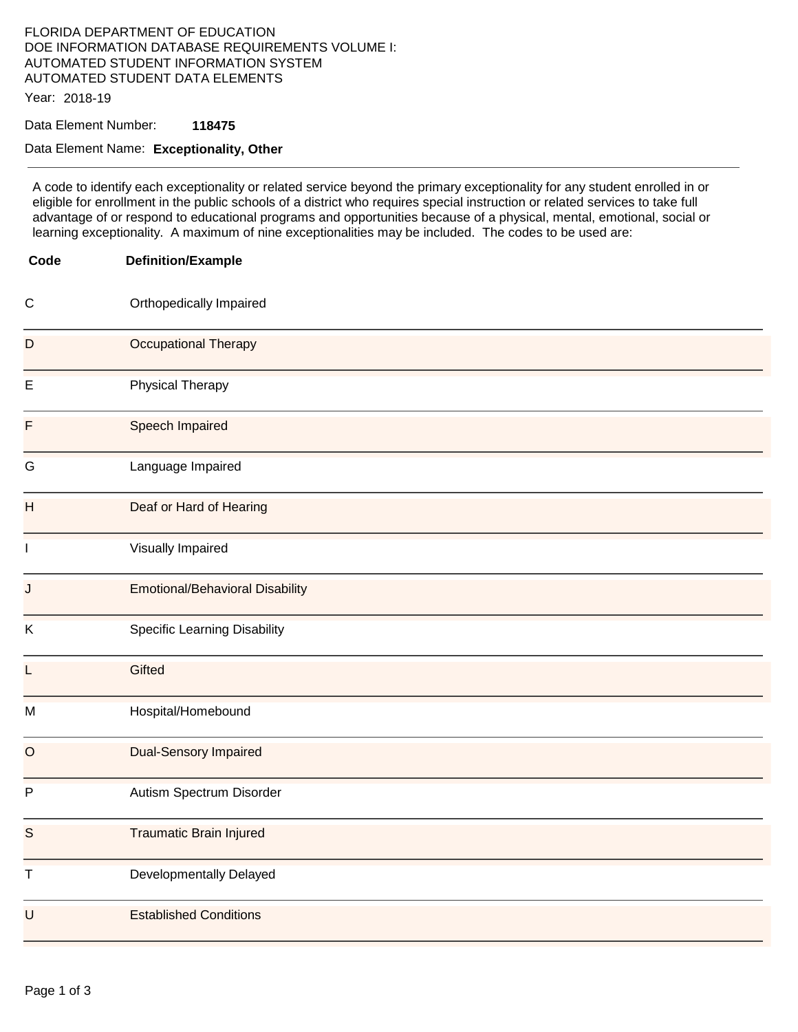FLORIDA DEPARTMENT OF EDUCATION
DOE INFORMATION DATABASE REQUIREMENTS VOLUME I:
AUTOMATED STUDENT INFORMATION SYSTEM
AUTOMATED STUDENT DATA ELEMENTS

Year: 2018-19

Data Element Number: **118475**

Data Element Name: **Exceptionality, Other**

---

A code to identify each exceptionality or related service beyond the primary exceptionality for any student enrolled in or eligible for enrollment in the public schools of a district who requires special instruction or related services to take full advantage of or respond to educational programs and opportunities because of a physical, mental, emotional, social or learning exceptionality. A maximum of nine exceptionalities may be included. The codes to be used are:

| Code | Definition/Example |
|---|---|
| C | Orthopedically Impaired |
| D | Occupational Therapy |
| E | Physical Therapy |
| F | Speech Impaired |
| G | Language Impaired |
| H | Deaf or Hard of Hearing |
| I | Visually Impaired |
| J | Emotional/Behavioral Disability |
| K | Specific Learning Disability |
| L | Gifted |
| M | Hospital/Homebound |
| O | Dual-Sensory Impaired |
| P | Autism Spectrum Disorder |
| S | Traumatic Brain Injured |
| T | Developmentally Delayed |
| U | Established Conditions |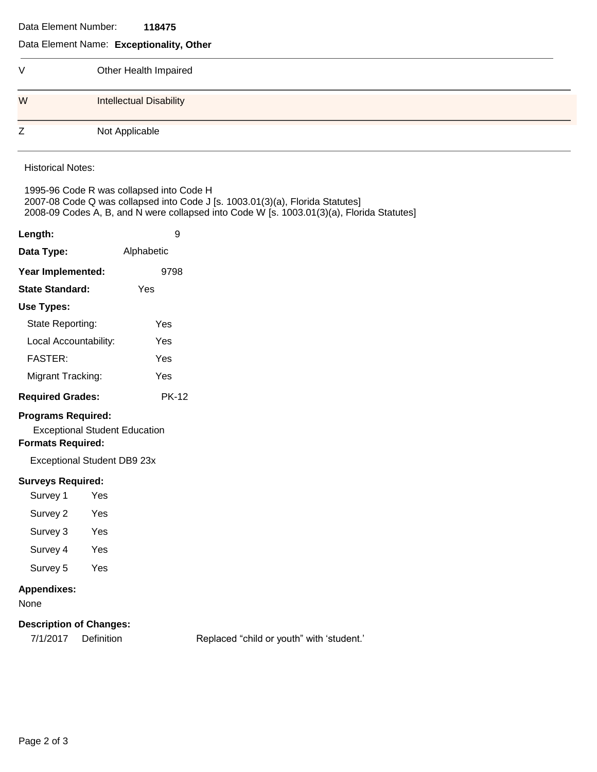Data Element Number: **118475**

Data Element Name: **Exceptionality, Other**

| | |
|---|---|
| V | Other Health Impaired |
| W | Intellectual Disability |
| Z | Not Applicable |

Historical Notes:

1995-96 Code R was collapsed into Code H
2007-08 Code Q was collapsed into Code J [s. 1003.01(3)(a), Florida Statutes]
2008-09 Codes A, B, and N were collapsed into Code W [s. 1003.01(3)(a), Florida Statutes]

**Length:** 9

**Data Type:** Alphabetic

**Year Implemented:** 9798

**State Standard:** Yes

**Use Types:**

State Reporting: Yes

Local Accountability: Yes

FASTER: Yes

Migrant Tracking: Yes

**Required Grades:** PK-12

**Programs Required:**

Exceptional Student Education

**Formats Required:**

Exceptional Student DB9 23x

**Surveys Required:**

Survey 1 Yes

Survey 2 Yes

Survey 3 Yes

Survey 4 Yes

Survey 5 Yes

**Appendixes:**

None

**Description of Changes:**

| | | |
|---|---|---|
| 7/1/2017 | Definition | Replaced "child or youth" with 'student.' |